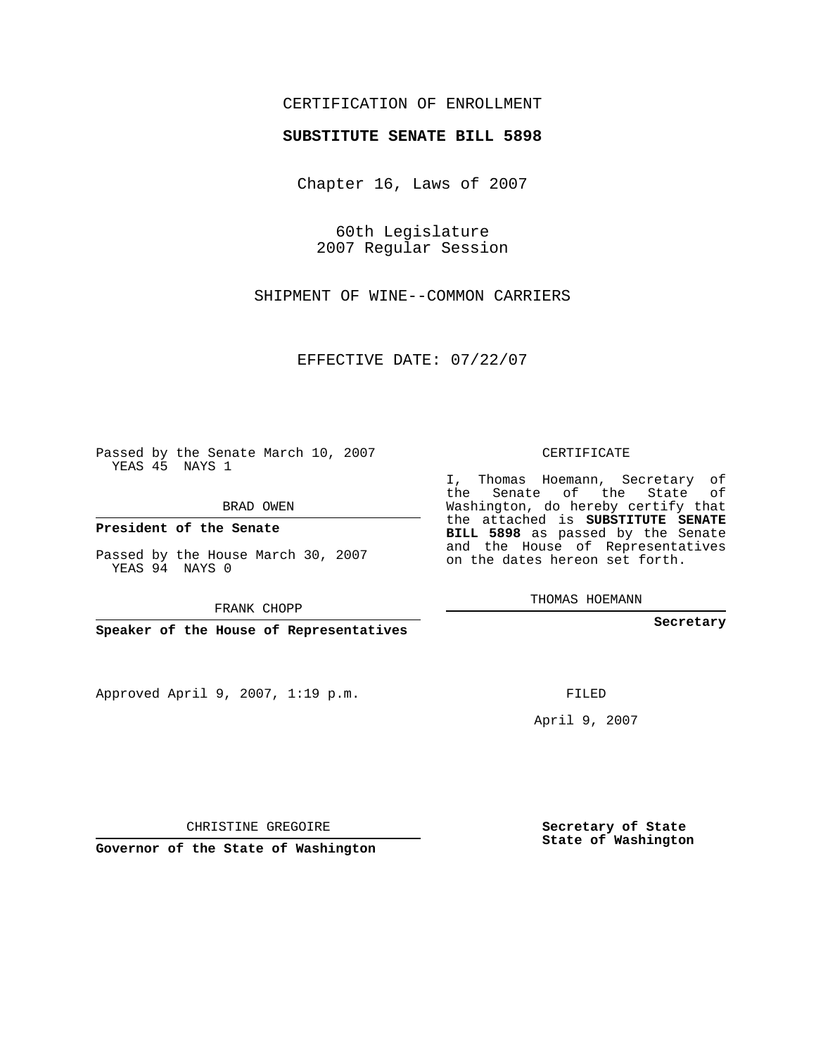CERTIFICATION OF ENROLLMENT

**SUBSTITUTE SENATE BILL 5898**

Chapter 16, Laws of 2007

60th Legislature
2007 Regular Session

SHIPMENT OF WINE--COMMON CARRIERS

EFFECTIVE DATE: 07/22/07

Passed by the Senate March 10, 2007
YEAS 45 NAYS 1

BRAD OWEN

**President of the Senate**

Passed by the House March 30, 2007
YEAS 94 NAYS 0

FRANK CHOPP

**Speaker of the House of Representatives**

CERTIFICATE

I, Thomas Hoemann, Secretary of the Senate of the State of Washington, do hereby certify that the attached is **SUBSTITUTE SENATE BILL 5898** as passed by the Senate and the House of Representatives on the dates hereon set forth.

THOMAS HOEMANN

**Secretary**

Approved April 9, 2007, 1:19 p.m.

FILED

April 9, 2007

CHRISTINE GREGOIRE

**Governor of the State of Washington**

**Secretary of State**
**State of Washington**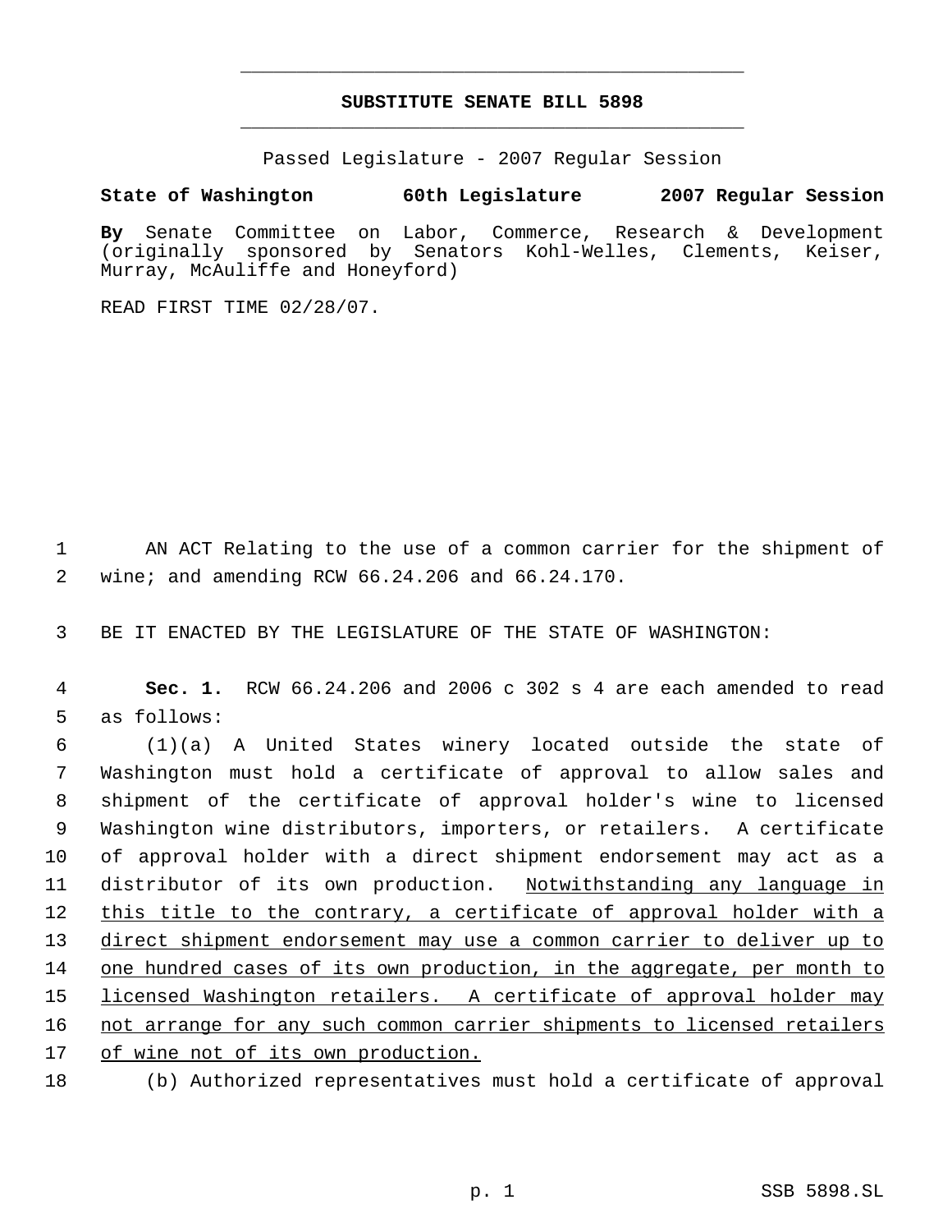# SUBSTITUTE SENATE BILL 5898

Passed Legislature - 2007 Regular Session

**State of Washington 60th Legislature 2007 Regular Session**

**By** Senate Committee on Labor, Commerce, Research & Development (originally sponsored by Senators Kohl-Welles, Clements, Keiser, Murray, McAuliffe and Honeyford)

READ FIRST TIME 02/28/07.

AN ACT Relating to the use of a common carrier for the shipment of wine; and amending RCW 66.24.206 and 66.24.170.

BE IT ENACTED BY THE LEGISLATURE OF THE STATE OF WASHINGTON:

**Sec. 1.** RCW 66.24.206 and 2006 c 302 s 4 are each amended to read as follows:

(1)(a) A United States winery located outside the state of Washington must hold a certificate of approval to allow sales and shipment of the certificate of approval holder's wine to licensed Washington wine distributors, importers, or retailers. A certificate of approval holder with a direct shipment endorsement may act as a distributor of its own production. <u>Notwithstanding any language in this title to the contrary, a certificate of approval holder with a direct shipment endorsement may use a common carrier to deliver up to one hundred cases of its own production, in the aggregate, per month to licensed Washington retailers. A certificate of approval holder may not arrange for any such common carrier shipments to licensed retailers of wine not of its own production.</u>

(b) Authorized representatives must hold a certificate of approval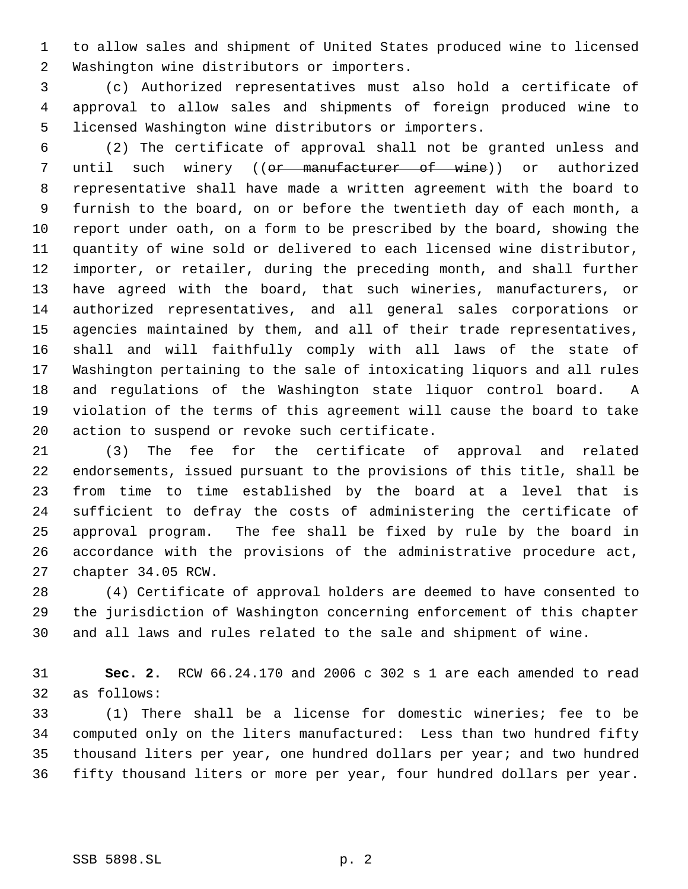to allow sales and shipment of United States produced wine to licensed Washington wine distributors or importers.

(c) Authorized representatives must also hold a certificate of approval to allow sales and shipments of foreign produced wine to licensed Washington wine distributors or importers.

(2) The certificate of approval shall not be granted unless and until such winery ((~~or manufacturer of wine~~)) or authorized representative shall have made a written agreement with the board to furnish to the board, on or before the twentieth day of each month, a report under oath, on a form to be prescribed by the board, showing the quantity of wine sold or delivered to each licensed wine distributor, importer, or retailer, during the preceding month, and shall further have agreed with the board, that such wineries, manufacturers, or authorized representatives, and all general sales corporations or agencies maintained by them, and all of their trade representatives, shall and will faithfully comply with all laws of the state of Washington pertaining to the sale of intoxicating liquors and all rules and regulations of the Washington state liquor control board. A violation of the terms of this agreement will cause the board to take action to suspend or revoke such certificate.

(3) The fee for the certificate of approval and related endorsements, issued pursuant to the provisions of this title, shall be from time to time established by the board at a level that is sufficient to defray the costs of administering the certificate of approval program. The fee shall be fixed by rule by the board in accordance with the provisions of the administrative procedure act, chapter 34.05 RCW.

(4) Certificate of approval holders are deemed to have consented to the jurisdiction of Washington concerning enforcement of this chapter and all laws and rules related to the sale and shipment of wine.

**Sec. 2.** RCW 66.24.170 and 2006 c 302 s 1 are each amended to read as follows:

(1) There shall be a license for domestic wineries; fee to be computed only on the liters manufactured: Less than two hundred fifty thousand liters per year, one hundred dollars per year; and two hundred fifty thousand liters or more per year, four hundred dollars per year.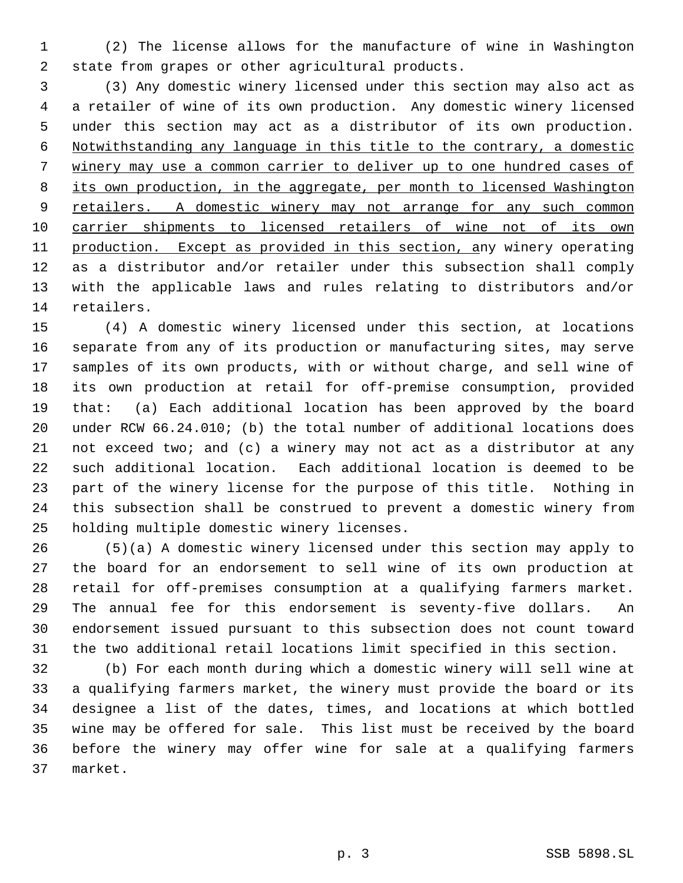(2) The license allows for the manufacture of wine in Washington state from grapes or other agricultural products.

(3) Any domestic winery licensed under this section may also act as a retailer of wine of its own production. Any domestic winery licensed under this section may act as a distributor of its own production. <u>Notwithstanding any language in this title to the contrary, a domestic winery may use a common carrier to deliver up to one hundred cases of its own production, in the aggregate, per month to licensed Washington retailers. A domestic winery may not arrange for any such common carrier shipments to licensed retailers of wine not of its own production. Except as provided in this section, a</u>ny winery operating as a distributor and/or retailer under this subsection shall comply with the applicable laws and rules relating to distributors and/or retailers.

(4) A domestic winery licensed under this section, at locations separate from any of its production or manufacturing sites, may serve samples of its own products, with or without charge, and sell wine of its own production at retail for off-premise consumption, provided that: (a) Each additional location has been approved by the board under RCW 66.24.010; (b) the total number of additional locations does not exceed two; and (c) a winery may not act as a distributor at any such additional location. Each additional location is deemed to be part of the winery license for the purpose of this title. Nothing in this subsection shall be construed to prevent a domestic winery from holding multiple domestic winery licenses.

(5)(a) A domestic winery licensed under this section may apply to the board for an endorsement to sell wine of its own production at retail for off-premises consumption at a qualifying farmers market. The annual fee for this endorsement is seventy-five dollars. An endorsement issued pursuant to this subsection does not count toward the two additional retail locations limit specified in this section.

(b) For each month during which a domestic winery will sell wine at a qualifying farmers market, the winery must provide the board or its designee a list of the dates, times, and locations at which bottled wine may be offered for sale. This list must be received by the board before the winery may offer wine for sale at a qualifying farmers market.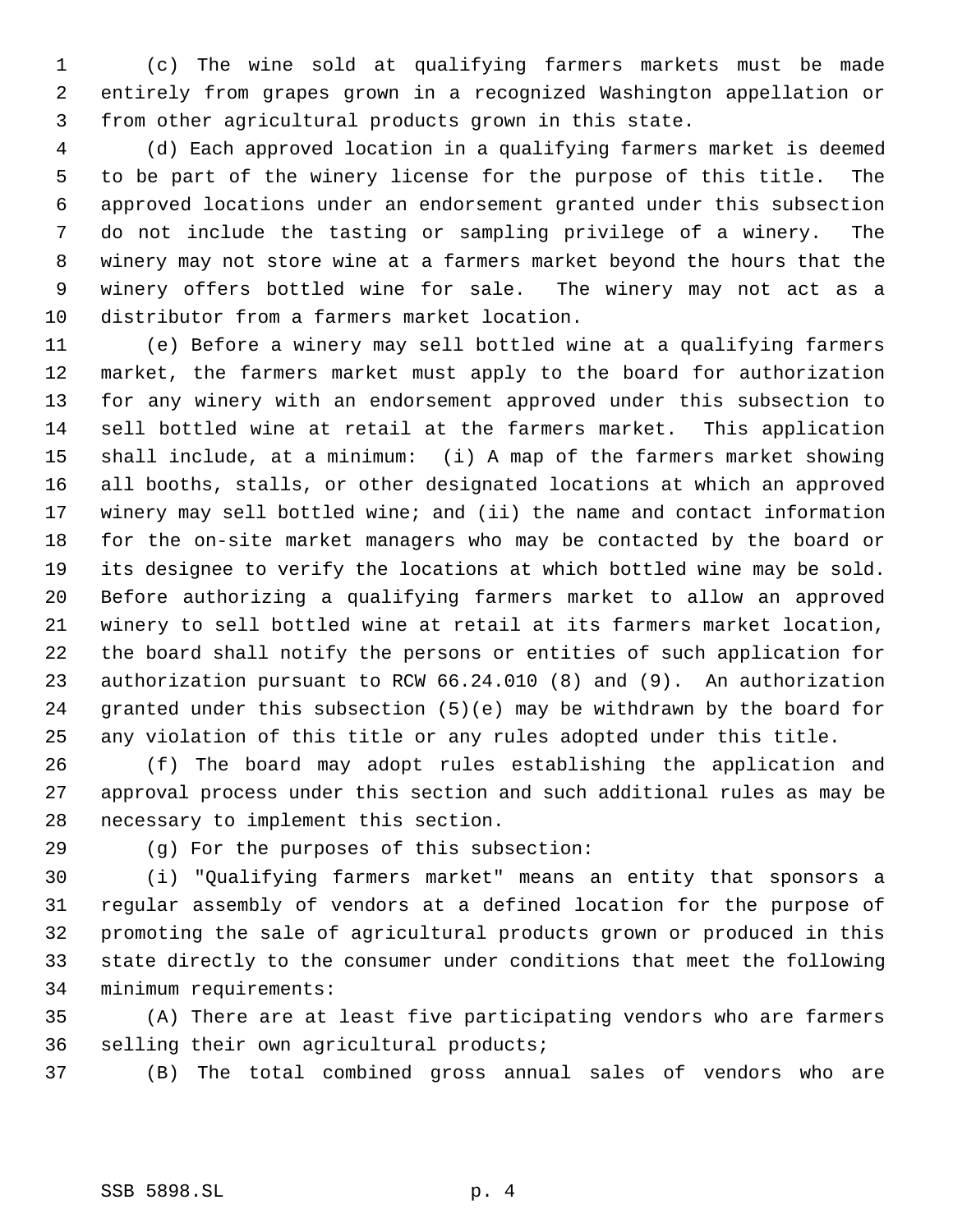(c) The wine sold at qualifying farmers markets must be made entirely from grapes grown in a recognized Washington appellation or from other agricultural products grown in this state.

(d) Each approved location in a qualifying farmers market is deemed to be part of the winery license for the purpose of this title. The approved locations under an endorsement granted under this subsection do not include the tasting or sampling privilege of a winery. The winery may not store wine at a farmers market beyond the hours that the winery offers bottled wine for sale. The winery may not act as a distributor from a farmers market location.

(e) Before a winery may sell bottled wine at a qualifying farmers market, the farmers market must apply to the board for authorization for any winery with an endorsement approved under this subsection to sell bottled wine at retail at the farmers market. This application shall include, at a minimum: (i) A map of the farmers market showing all booths, stalls, or other designated locations at which an approved winery may sell bottled wine; and (ii) the name and contact information for the on-site market managers who may be contacted by the board or its designee to verify the locations at which bottled wine may be sold. Before authorizing a qualifying farmers market to allow an approved winery to sell bottled wine at retail at its farmers market location, the board shall notify the persons or entities of such application for authorization pursuant to RCW 66.24.010 (8) and (9). An authorization granted under this subsection (5)(e) may be withdrawn by the board for any violation of this title or any rules adopted under this title.

(f) The board may adopt rules establishing the application and approval process under this section and such additional rules as may be necessary to implement this section.

(g) For the purposes of this subsection:

(i) "Qualifying farmers market" means an entity that sponsors a regular assembly of vendors at a defined location for the purpose of promoting the sale of agricultural products grown or produced in this state directly to the consumer under conditions that meet the following minimum requirements:

(A) There are at least five participating vendors who are farmers selling their own agricultural products;

(B) The total combined gross annual sales of vendors who are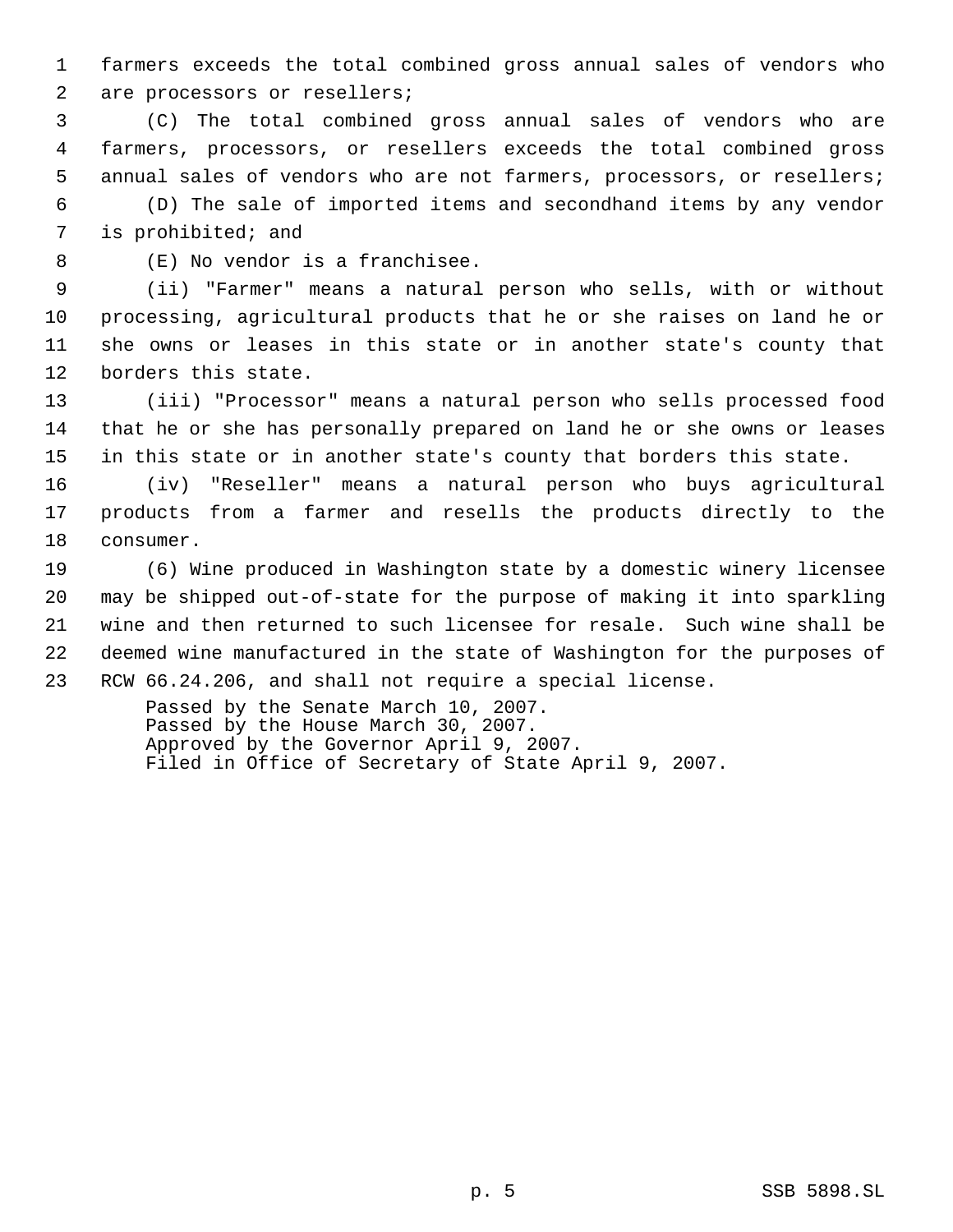farmers exceeds the total combined gross annual sales of vendors who are processors or resellers;

(C) The total combined gross annual sales of vendors who are farmers, processors, or resellers exceeds the total combined gross annual sales of vendors who are not farmers, processors, or resellers;

(D) The sale of imported items and secondhand items by any vendor is prohibited; and

(E) No vendor is a franchisee.

(ii) "Farmer" means a natural person who sells, with or without processing, agricultural products that he or she raises on land he or she owns or leases in this state or in another state's county that borders this state.

(iii) "Processor" means a natural person who sells processed food that he or she has personally prepared on land he or she owns or leases in this state or in another state's county that borders this state.

(iv) "Reseller" means a natural person who buys agricultural products from a farmer and resells the products directly to the consumer.

(6) Wine produced in Washington state by a domestic winery licensee may be shipped out-of-state for the purpose of making it into sparkling wine and then returned to such licensee for resale. Such wine shall be deemed wine manufactured in the state of Washington for the purposes of RCW 66.24.206, and shall not require a special license.

Passed by the Senate March 10, 2007.
Passed by the House March 30, 2007.
Approved by the Governor April 9, 2007.
Filed in Office of Secretary of State April 9, 2007.